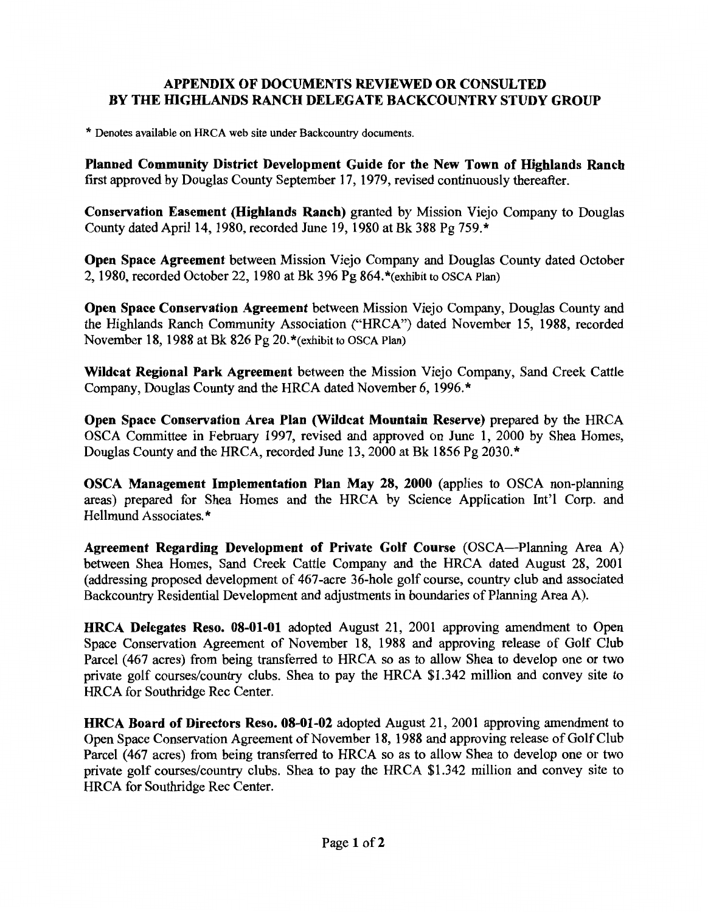## APPENDIX OF DOCUMENTS REVIEWED OR CONSULTED BY THE HIGHLANDS RANCH DELEGATE BACKCOUNTRY STUDY GROUP

* Denotes available on HRCA web site under Backcountry documents.

**Planned Community District Development Guide for the New Town of Highlands Ranch** first approved by Douglas County September 17, 1979, revised continuously thereafter.

**Conservation Easement (Highlands Ranch)** granted by Mission Viejo Company to Douglas County dated April 14, 1980, recorded June 19, 1980 at Bk 388 Pg 759.*

**Open Space Agreement** between Mission Viejo Company and Douglas County dated October 2, 1980, recorded October 22, 1980 at Bk 396 Pg 864.*(exhibit to OSCA Plan)

**Open Space Conservation Agreement** between Mission Viejo Company, Douglas County and the Highlands Ranch Community Association ("HRCA") dated November 15, 1988, recorded November 18, 1988 at Bk 826 Pg 20.*(exhibit to OSCA Plan)

**Wildcat Regional Park Agreement** between the Mission Viejo Company, Sand Creek Cattle Company, Douglas County and the HRCA dated November 6, 1996.*

**Open Space Conservation Area Plan (Wildcat Mountain Reserve)** prepared by the HRCA OSCA Committee in February 1997, revised and approved on June 1, 2000 by Shea Homes, Douglas County and the HRCA, recorded June 13, 2000 at Bk 1856 Pg 2030.*

**OSCA Management Implementation Plan May 28, 2000** (applies to OSCA non-planning areas) prepared for Shea Homes and the HRCA by Science Application Int'l Corp. and Hellmund Associates.*

**Agreement Regarding Development of Private Golf Course** (OSCA—Planning Area A) between Shea Homes, Sand Creek Cattle Company and the HRCA dated August 28, 2001 (addressing proposed development of 467-acre 36-hole golf course, country club and associated Backcountry Residential Development and adjustments in boundaries of Planning Area A).

**HRCA Delegates Reso. 08-01-01** adopted August 21, 2001 approving amendment to Open Space Conservation Agreement of November 18, 1988 and approving release of Golf Club Parcel (467 acres) from being transferred to HRCA so as to allow Shea to develop one or two private golf courses/country clubs. Shea to pay the HRCA $1.342 million and convey site to HRCA for Southridge Rec Center.

**HRCA Board of Directors Reso. 08-01-02** adopted August 21, 2001 approving amendment to Open Space Conservation Agreement of November 18, 1988 and approving release of Golf Club Parcel (467 acres) from being transferred to HRCA so as to allow Shea to develop one or two private golf courses/country clubs. Shea to pay the HRCA $1.342 million and convey site to HRCA for Southridge Rec Center.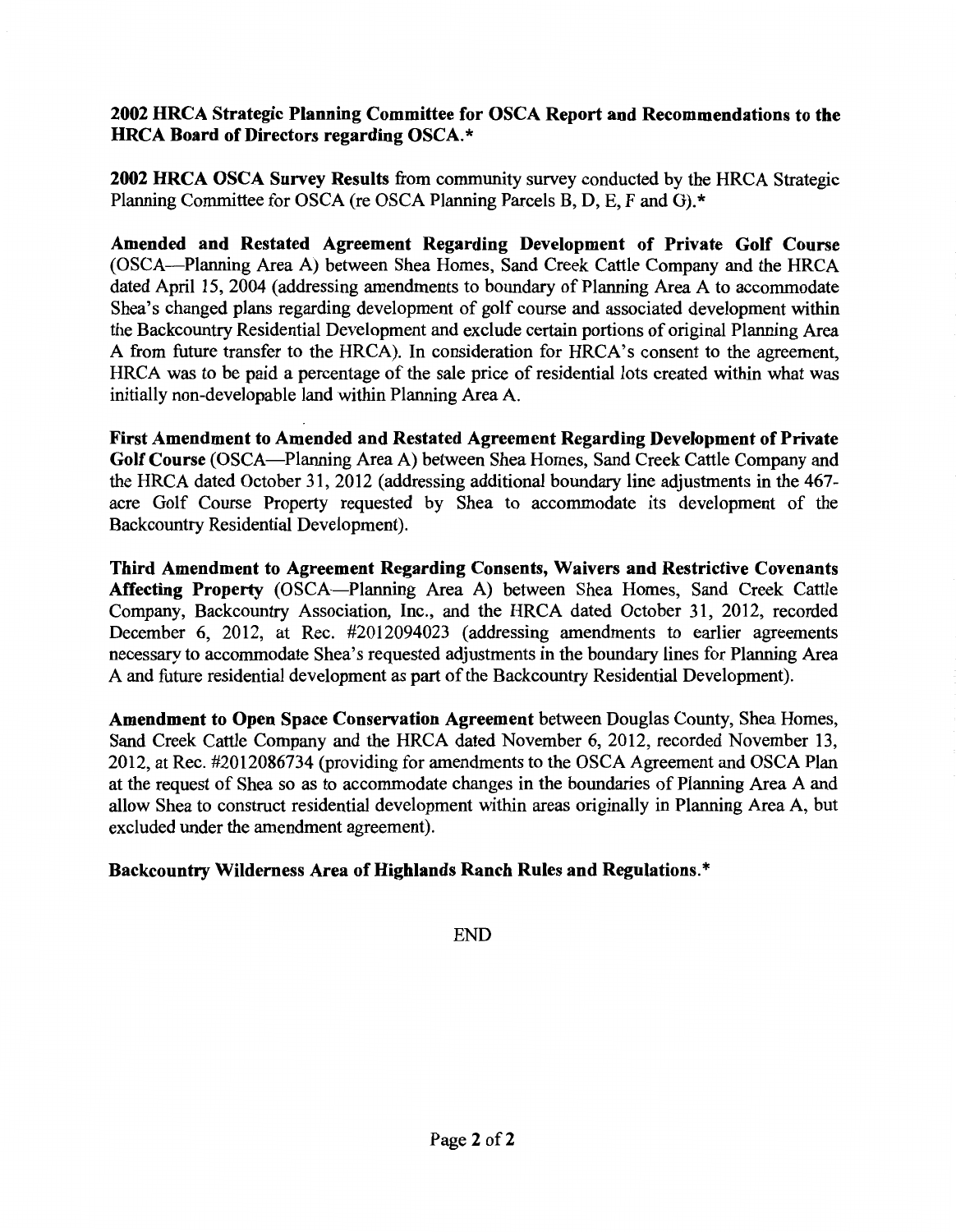**2002 HRCA Strategic Planning Committee for OSCA Report and Recommendations to the HRCA Board of Directors regarding OSCA.***

**2002 HRCA OSCA Survey Results** from community survey conducted by the HRCA Strategic Planning Committee for OSCA (re OSCA Planning Parcels B, D, E, F and G).*

**Amended and Restated Agreement Regarding Development of Private Golf Course** (OSCA—Planning Area A) between Shea Homes, Sand Creek Cattle Company and the HRCA dated April 15, 2004 (addressing amendments to boundary of Planning Area A to accommodate Shea's changed plans regarding development of golf course and associated development within the Backcountry Residential Development and exclude certain portions of original Planning Area A from future transfer to the HRCA). In consideration for HRCA's consent to the agreement, HRCA was to be paid a percentage of the sale price of residential lots created within what was initially non-developable land within Planning Area A.

**First Amendment to Amended and Restated Agreement Regarding Development of Private Golf Course** (OSCA—Planning Area A) between Shea Homes, Sand Creek Cattle Company and the HRCA dated October 31, 2012 (addressing additional boundary line adjustments in the 467-acre Golf Course Property requested by Shea to accommodate its development of the Backcountry Residential Development).

**Third Amendment to Agreement Regarding Consents, Waivers and Restrictive Covenants Affecting Property** (OSCA—Planning Area A) between Shea Homes, Sand Creek Cattle Company, Backcountry Association, Inc., and the HRCA dated October 31, 2012, recorded December 6, 2012, at Rec. #2012094023 (addressing amendments to earlier agreements necessary to accommodate Shea's requested adjustments in the boundary lines for Planning Area A and future residential development as part of the Backcountry Residential Development).

**Amendment to Open Space Conservation Agreement** between Douglas County, Shea Homes, Sand Creek Cattle Company and the HRCA dated November 6, 2012, recorded November 13, 2012, at Rec. #2012086734 (providing for amendments to the OSCA Agreement and OSCA Plan at the request of Shea so as to accommodate changes in the boundaries of Planning Area A and allow Shea to construct residential development within areas originally in Planning Area A, but excluded under the amendment agreement).

**Backcountry Wilderness Area of Highlands Ranch Rules and Regulations.***

END